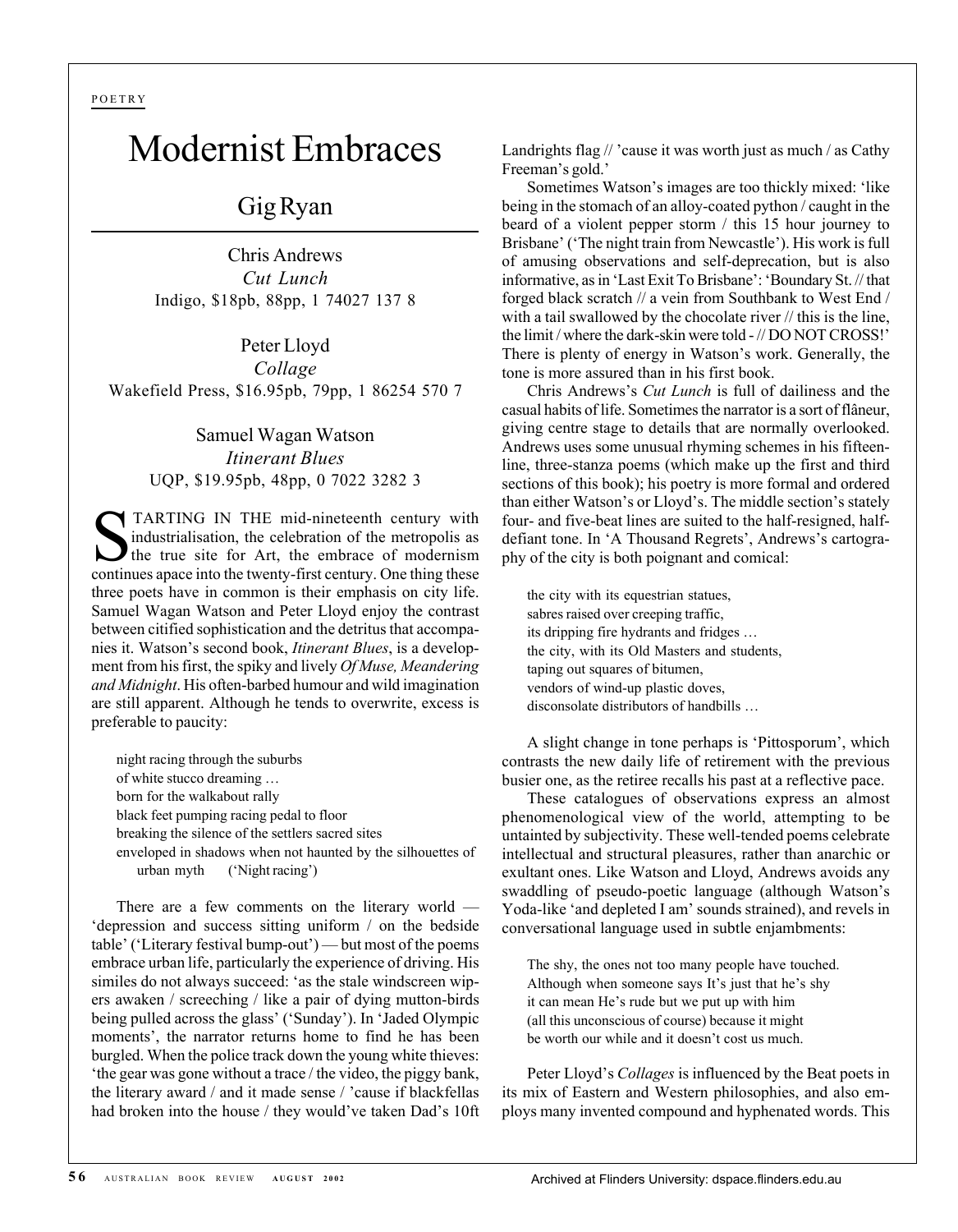POETRY

# Modernist Embraces

## Gig Ryan

Chris Andrews
*Cut Lunch*
Indigo, $18pb, 88pp, 1 74027 137 8

Peter Lloyd
*Collage*
Wakefield Press, $16.95pb, 79pp, 1 86254 570 7

Samuel Wagan Watson
*Itinerant Blues*
UQP, $19.95pb, 48pp, 0 7022 3282 3

STARTING IN THE mid-nineteenth century with industrialisation, the celebration of the metropolis as the true site for Art, the embrace of modernism continues apace into the twenty-first century. One thing these three poets have in common is their emphasis on city life. Samuel Wagan Watson and Peter Lloyd enjoy the contrast between citified sophistication and the detritus that accompanies it. Watson's second book, *Itinerant Blues*, is a development from his first, the spiky and lively *Of Muse, Meandering and Midnight*. His often-barbed humour and wild imagination are still apparent. Although he tends to overwrite, excess is preferable to paucity:

> night racing through the suburbs
> of white stucco dreaming …
> born for the walkabout rally
> black feet pumping racing pedal to floor
> breaking the silence of the settlers sacred sites
> enveloped in shadows when not haunted by the silhouettes of urban myth ('Night racing')

There are a few comments on the literary world — 'depression and success sitting uniform / on the bedside table' ('Literary festival bump-out') — but most of the poems embrace urban life, particularly the experience of driving. His similes do not always succeed: 'as the stale windscreen wipers awaken / screeching / like a pair of dying mutton-birds being pulled across the glass' ('Sunday'). In 'Jaded Olympic moments', the narrator returns home to find he has been burgled. When the police track down the young white thieves: 'the gear was gone without a trace / the video, the piggy bank, the literary award / and it made sense / 'cause if blackfellas had broken into the house / they would've taken Dad's 10ft Landrights flag // 'cause it was worth just as much / as Cathy Freeman's gold.'

Sometimes Watson's images are too thickly mixed: 'like being in the stomach of an alloy-coated python / caught in the beard of a violent pepper storm / this 15 hour journey to Brisbane' ('The night train from Newcastle'). His work is full of amusing observations and self-deprecation, but is also informative, as in 'Last Exit To Brisbane': 'Boundary St. // that forged black scratch // a vein from Southbank to West End / with a tail swallowed by the chocolate river // this is the line, the limit / where the dark-skin were told - // DO NOT CROSS!' There is plenty of energy in Watson's work. Generally, the tone is more assured than in his first book.

Chris Andrews's *Cut Lunch* is full of dailiness and the casual habits of life. Sometimes the narrator is a sort of flâneur, giving centre stage to details that are normally overlooked. Andrews uses some unusual rhyming schemes in his fifteen-line, three-stanza poems (which make up the first and third sections of this book); his poetry is more formal and ordered than either Watson's or Lloyd's. The middle section's stately four- and five-beat lines are suited to the half-resigned, half-defiant tone. In 'A Thousand Regrets', Andrews's cartography of the city is both poignant and comical:

> the city with its equestrian statues,
> sabres raised over creeping traffic,
> its dripping fire hydrants and fridges …
> the city, with its Old Masters and students,
> taping out squares of bitumen,
> vendors of wind-up plastic doves,
> disconsolate distributors of handbills …

A slight change in tone perhaps is 'Pittosporum', which contrasts the new daily life of retirement with the previous busier one, as the retiree recalls his past at a reflective pace.

These catalogues of observations express an almost phenomenological view of the world, attempting to be untainted by subjectivity. These well-tended poems celebrate intellectual and structural pleasures, rather than anarchic or exultant ones. Like Watson and Lloyd, Andrews avoids any swaddling of pseudo-poetic language (although Watson's Yoda-like 'and depleted I am' sounds strained), and revels in conversational language used in subtle enjambments:

> The shy, the ones not too many people have touched.
> Although when someone says It's just that he's shy
> it can mean He's rude but we put up with him
> (all this unconscious of course) because it might
> be worth our while and it doesn't cost us much.

Peter Lloyd's *Collages* is influenced by the Beat poets in its mix of Eastern and Western philosophies, and also employs many invented compound and hyphenated words. This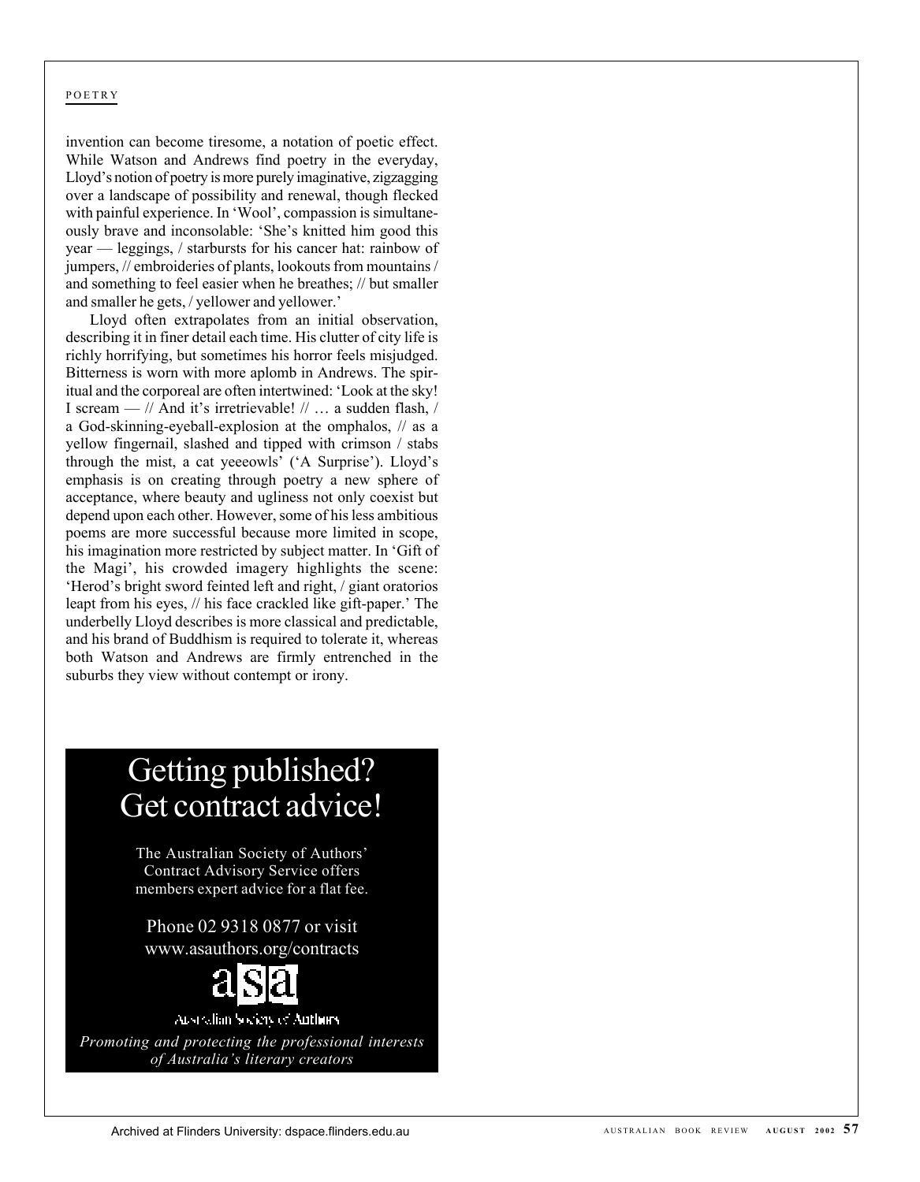invention can become tiresome, a notation of poetic effect. While Watson and Andrews find poetry in the everyday, Lloyd's notion of poetry is more purely imaginative, zigzagging over a landscape of possibility and renewal, though flecked with painful experience. In 'Wool', compassion is simultaneously brave and inconsolable: 'She's knitted him good this year — leggings, / starbursts for his cancer hat: rainbow of jumpers, // embroideries of plants, lookouts from mountains / and something to feel easier when he breathes; // but smaller and smaller he gets, / yellower and yellower.'

Lloyd often extrapolates from an initial observation, describing it in finer detail each time. His clutter of city life is richly horrifying, but sometimes his horror feels misjudged. Bitterness is worn with more aplomb in Andrews. The spiritual and the corporeal are often intertwined: 'Look at the sky! I scream — // And it's irretrievable! // … a sudden flash, / a God-skinning-eyeball-explosion at the omphalos, // as a yellow fingernail, slashed and tipped with crimson / stabs through the mist, a cat yeeeowls' ('A Surprise'). Lloyd's emphasis is on creating through poetry a new sphere of acceptance, where beauty and ugliness not only coexist but depend upon each other. However, some of his less ambitious poems are more successful because more limited in scope, his imagination more restricted by subject matter. In 'Gift of the Magi', his crowded imagery highlights the scene: 'Herod's bright sword feinted left and right, / giant oratorios leapt from his eyes, // his face crackled like gift-paper.' The underbelly Lloyd describes is more classical and predictable, and his brand of Buddhism is required to tolerate it, whereas both Watson and Andrews are firmly entrenched in the suburbs they view without contempt or irony.

Getting published?
Get contract advice!

The Australian Society of Authors' Contract Advisory Service offers members expert advice for a flat fee.

Phone 02 9318 0877 or visit www.asauthors.org/contracts

asa

Australian Society of Authors

*Promoting and protecting the professional interests of Australia's literary creators*